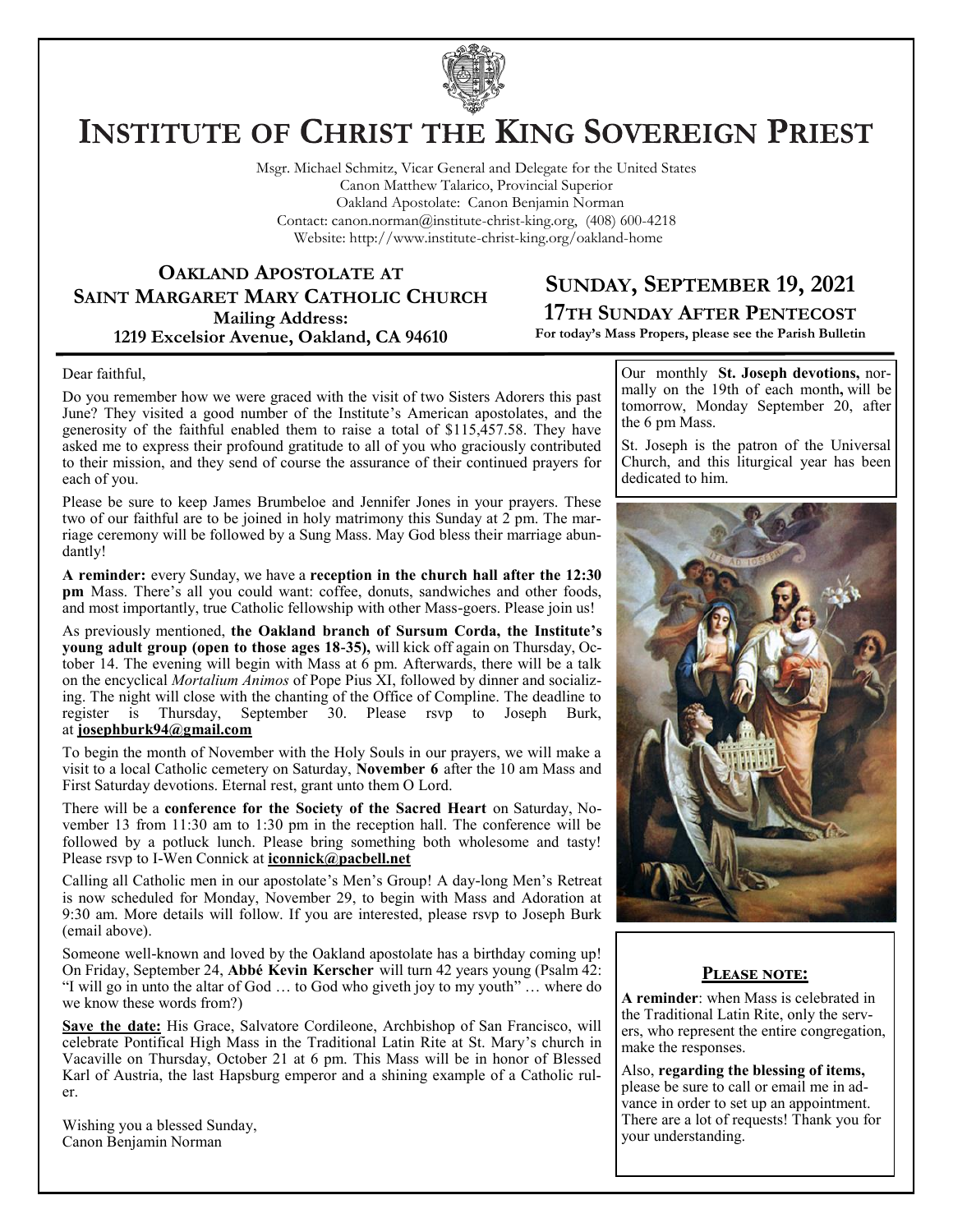# INSTITUTE OF CHRIST THE KING SOVEREIGN PRIEST

Msgr. Michael Schmitz, Vicar General and Delegate for the United States
Canon Matthew Talarico, Provincial Superior
Oakland Apostolate: Canon Benjamin Norman
Contact: canon.norman@institute-christ-king.org, (408) 600-4218
Website: http://www.institute-christ-king.org/oakland-home

## OAKLAND APOSTOLATE AT SAINT MARGARET MARY CATHOLIC CHURCH

**Mailing Address:**
**1219 Excelsior Avenue, Oakland, CA 94610**

## SUNDAY, SEPTEMBER 19, 2021

### 17TH SUNDAY AFTER PENTECOST

**For today's Mass Propers, please see the Parish Bulletin**

Dear faithful,

Do you remember how we were graced with the visit of two Sisters Adorers this past June? They visited a good number of the Institute's American apostolates, and the generosity of the faithful enabled them to raise a total of $115,457.58. They have asked me to express their profound gratitude to all of you who graciously contributed to their mission, and they send of course the assurance of their continued prayers for each of you.

Please be sure to keep James Brumbeloe and Jennifer Jones in your prayers. These two of our faithful are to be joined in holy matrimony this Sunday at 2 pm. The marriage ceremony will be followed by a Sung Mass. May God bless their marriage abundantly!

**A reminder:** every Sunday, we have a **reception in the church hall after the 12:30 pm** Mass. There's all you could want: coffee, donuts, sandwiches and other foods, and most importantly, true Catholic fellowship with other Mass-goers. Please join us!

As previously mentioned, **the Oakland branch of Sursum Corda, the Institute's young adult group (open to those ages 18-35),** will kick off again on Thursday, October 14. The evening will begin with Mass at 6 pm. Afterwards, there will be a talk on the encyclical *Mortalium Animos* of Pope Pius XI, followed by dinner and socializing. The night will close with the chanting of the Office of Compline. The deadline to register is Thursday, September 30. Please rsvp to Joseph Burk, at **josephburk94@gmail.com**

To begin the month of November with the Holy Souls in our prayers, we will make a visit to a local Catholic cemetery on Saturday, **November 6** after the 10 am Mass and First Saturday devotions. Eternal rest, grant unto them O Lord.

There will be a **conference for the Society of the Sacred Heart** on Saturday, November 13 from 11:30 am to 1:30 pm in the reception hall. The conference will be followed by a potluck lunch. Please bring something both wholesome and tasty! Please rsvp to I-Wen Connick at **iconnick@pacbell.net**

Calling all Catholic men in our apostolate's Men's Group! A day-long Men's Retreat is now scheduled for Monday, November 29, to begin with Mass and Adoration at 9:30 am. More details will follow. If you are interested, please rsvp to Joseph Burk (email above).

Someone well-known and loved by the Oakland apostolate has a birthday coming up! On Friday, September 24, **Abbé Kevin Kerscher** will turn 42 years young (Psalm 42: "I will go in unto the altar of God … to God who giveth joy to my youth" … where do we know these words from?)

**Save the date:** His Grace, Salvatore Cordileone, Archbishop of San Francisco, will celebrate Pontifical High Mass in the Traditional Latin Rite at St. Mary's church in Vacaville on Thursday, October 21 at 6 pm. This Mass will be in honor of Blessed Karl of Austria, the last Hapsburg emperor and a shining example of a Catholic ruler.

Wishing you a blessed Sunday,
Canon Benjamin Norman

---

Our monthly **St. Joseph devotions,** normally on the 19th of each month**,** will be tomorrow, Monday September 20, after the 6 pm Mass.

St. Joseph is the patron of the Universal Church, and this liturgical year has been dedicated to him.

---

### PLEASE NOTE:

**A reminder**: when Mass is celebrated in the Traditional Latin Rite, only the servers, who represent the entire congregation, make the responses.

Also, **regarding the blessing of items,** please be sure to call or email me in advance in order to set up an appointment. There are a lot of requests! Thank you for your understanding.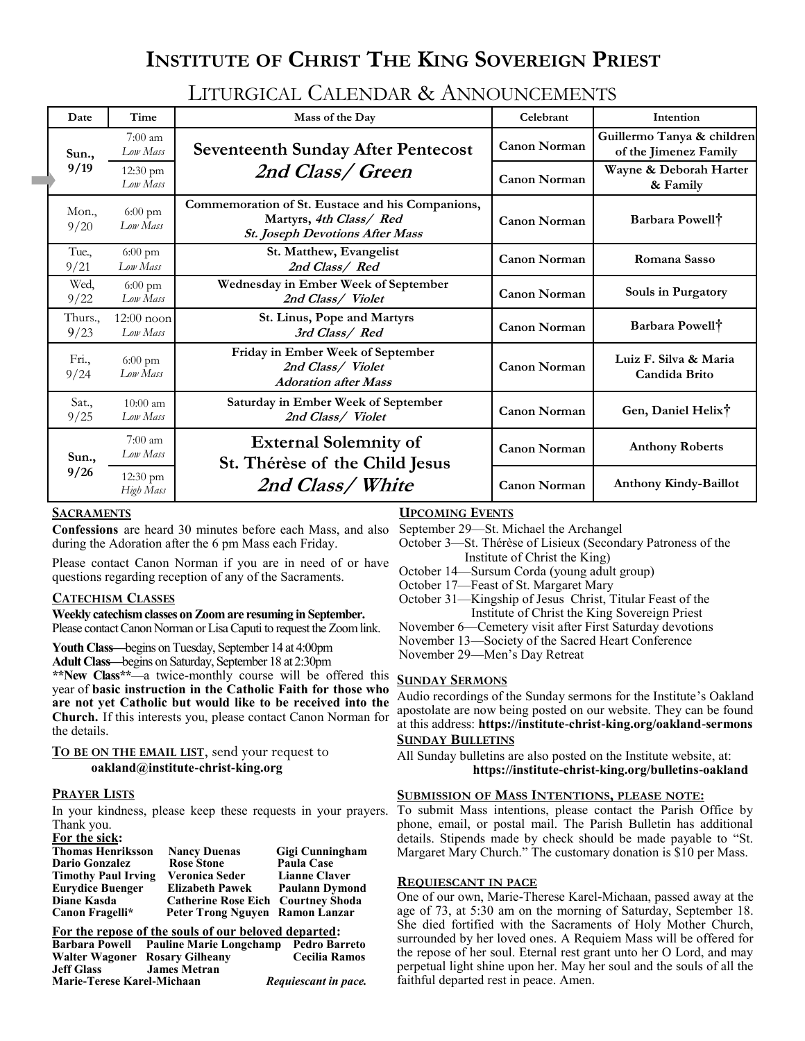# Institute of Christ The King Sovereign Priest

## Liturgical Calendar & Announcements

| Date | Time | Mass of the Day | Celebrant | Intention |
|---|---|---|---|---|
| Sun., 9/19 | 7:00 am *Low Mass* | **Seventeenth Sunday After Pentecost** ***2nd Class/ Green*** | Canon Norman | Guillermo Tanya & children of the Jimenez Family |
| | 12:30 pm *Low Mass* | | Canon Norman | Wayne & Deborah Harter & Family |
| Mon., 9/20 | 6:00 pm *Low Mass* | **Commemoration of St. Eustace and his Companions, Martyrs,** ***4th Class/ Red*** ***St. Joseph Devotions After Mass*** | Canon Norman | Barbara Powell† |
| Tue., 9/21 | 6:00 pm *Low Mass* | **St. Matthew, Evangelist** ***2nd Class/ Red*** | Canon Norman | Romana Sasso |
| Wed, 9/22 | 6:00 pm *Low Mass* | **Wednesday in Ember Week of September** ***2nd Class/ Violet*** | Canon Norman | Souls in Purgatory |
| Thurs., 9/23 | 12:00 noon *Low Mass* | **St. Linus, Pope and Martyrs** ***3rd Class/ Red*** | Canon Norman | Barbara Powell† |
| Fri., 9/24 | 6:00 pm *Low Mass* | **Friday in Ember Week of September** ***2nd Class/ Violet*** ***Adoration after Mass*** | Canon Norman | Luiz F. Silva & Maria Candida Brito |
| Sat., 9/25 | 10:00 am *Low Mass* | **Saturday in Ember Week of September** ***2nd Class/ Violet*** | Canon Norman | Gen, Daniel Helix† |
| Sun., 9/26 | 7:00 am *Low Mass* | **External Solemnity of St. Thérèse of the Child Jesus** ***2nd Class/ White*** | Canon Norman | Anthony Roberts |
| | 12:30 pm *High Mass* | | Canon Norman | Anthony Kindy-Baillot |

### Sacraments

**Confessions** are heard 30 minutes before each Mass, and also during the Adoration after the 6 pm Mass each Friday.

Please contact Canon Norman if you are in need of or have questions regarding reception of any of the Sacraments.

### Catechism Classes

**Weekly catechism classes on Zoom are resuming in September.**
Please contact Canon Norman or Lisa Caputi to request the Zoom link.

**Youth Class**—begins on Tuesday, September 14 at 4:00pm
**Adult Class**—begins on Saturday, September 18 at 2:30pm
**\*\*New Class\*\***—a twice-monthly course will be offered this year of **basic instruction in the Catholic Faith for those who are not yet Catholic but would like to be received into the Church.** If this interests you, please contact Canon Norman for the details.

**To be on the email list**, send your request to
**oakland@institute-christ-king.org**

### Prayer Lists

In your kindness, please keep these requests in your prayers. Thank you.

**For the sick:**

**Thomas Henriksson, Nancy Duenas, Gigi Cunningham, Dario Gonzalez, Rose Stone, Paula Case, Timothy Paul Irving, Veronica Seder, Lianne Claver, Eurydice Buenger, Elizabeth Pawek, Paulann Dymond, Diane Kasda, Catherine Rose Eich, Courtney Shoda, Canon Fragelli\*, Peter Trong Nguyen, Ramon Lanzar**

**For the repose of the souls of our beloved departed:**

**Barbara Powell, Pauline Marie Longchamp, Pedro Barreto, Walter Wagoner, Rosary Gilheany, Cecilia Ramos, Jeff Glass, James Metran, Marie-Terese Karel-Michaan**

***Requiescant in pace.***

### Upcoming Events

September 29—St. Michael the Archangel
October 3—St. Thérèse of Lisieux (Secondary Patroness of the Institute of Christ the King)
October 14—Sursum Corda (young adult group)
October 17—Feast of St. Margaret Mary
October 31—Kingship of Jesus Christ, Titular Feast of the Institute of Christ the King Sovereign Priest
November 6—Cemetery visit after First Saturday devotions
November 13—Society of the Sacred Heart Conference
November 29—Men's Day Retreat

### Sunday Sermons

Audio recordings of the Sunday sermons for the Institute's Oakland apostolate are now being posted on our website. They can be found at this address: **https://institute-christ-king.org/oakland-sermons**

### Sunday Bulletins

All Sunday bulletins are also posted on the Institute website, at:
**https://institute-christ-king.org/bulletins-oakland**

### Submission of Mass Intentions, please note:

To submit Mass intentions, please contact the Parish Office by phone, email, or postal mail. The Parish Bulletin has additional details. Stipends made by check should be made payable to "St. Margaret Mary Church." The customary donation is $10 per Mass.

### Requiescant in pace

One of our own, Marie-Therese Karel-Michaan, passed away at the age of 73, at 5:30 am on the morning of Saturday, September 18. She died fortified with the Sacraments of Holy Mother Church, surrounded by her loved ones. A Requiem Mass will be offered for the repose of her soul. Eternal rest grant unto her O Lord, and may perpetual light shine upon her. May her soul and the souls of all the faithful departed rest in peace. Amen.